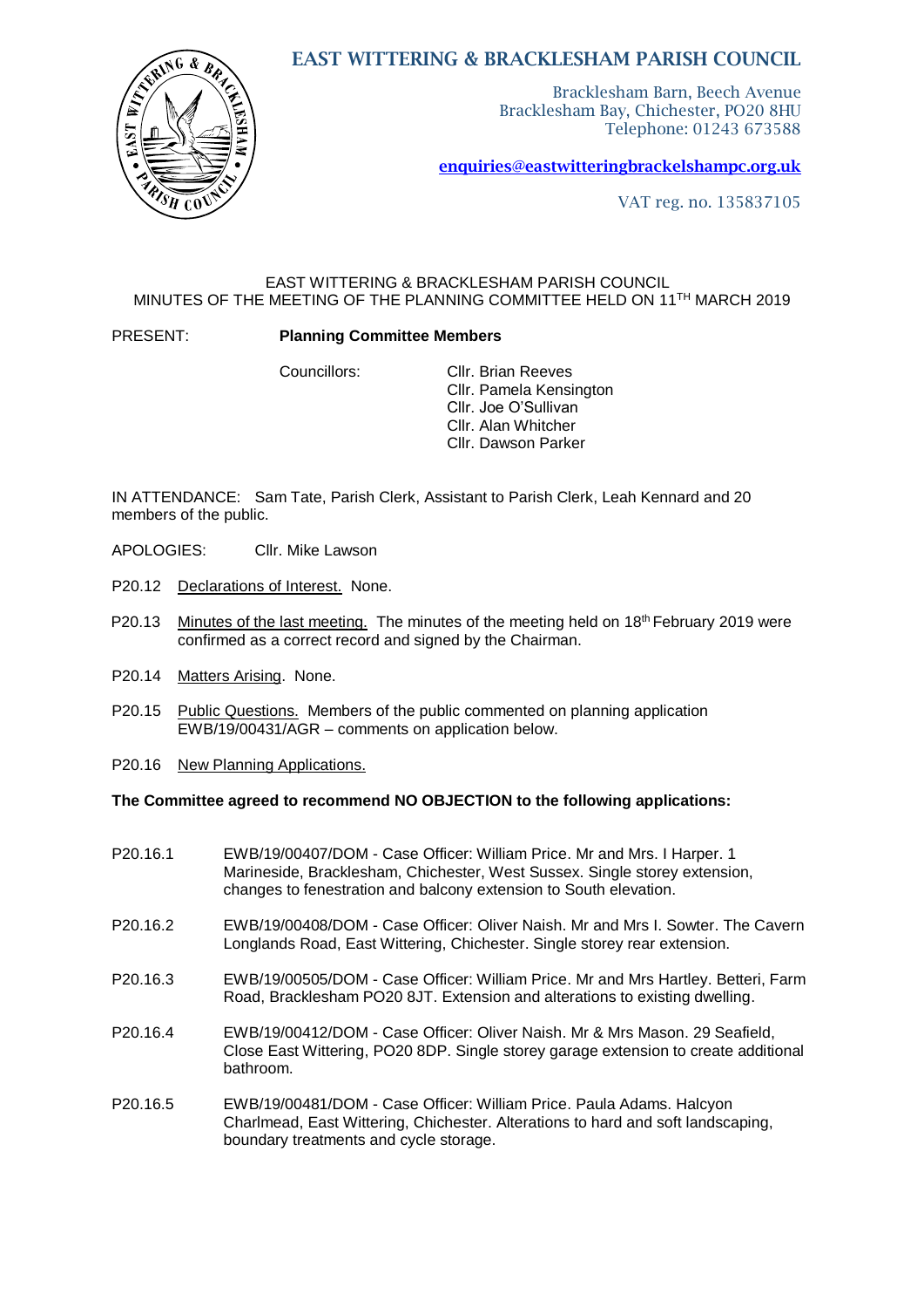# EAST WITTERING & BRACKLESHAM PARISH COUNCIL

Bracklesham Barn, Beech Avenue
Bracklesham Bay, Chichester, PO20 8HU
Telephone: 01243 673588

enquiries@eastwitteringbrackelshampc.org.uk

VAT reg. no. 135837105

EAST WITTERING & BRACKLESHAM PARISH COUNCIL
MINUTES OF THE MEETING OF THE PLANNING COMMITTEE HELD ON 11TH MARCH 2019

PRESENT: **Planning Committee Members**

Councillors:
Cllr. Brian Reeves
Cllr. Pamela Kensington
Cllr. Joe O'Sullivan
Cllr. Alan Whitcher
Cllr. Dawson Parker

IN ATTENDANCE: Sam Tate, Parish Clerk, Assistant to Parish Clerk, Leah Kennard and 20 members of the public.

APOLOGIES: Cllr. Mike Lawson

P20.12 Declarations of Interest. None.

P20.13 Minutes of the last meeting. The minutes of the meeting held on 18th February 2019 were confirmed as a correct record and signed by the Chairman.

P20.14 Matters Arising. None.

P20.15 Public Questions. Members of the public commented on planning application EWB/19/00431/AGR – comments on application below.

P20.16 New Planning Applications.

**The Committee agreed to recommend NO OBJECTION to the following applications:**

P20.16.1 EWB/19/00407/DOM - Case Officer: William Price. Mr and Mrs. I Harper. 1 Marineside, Bracklesham, Chichester, West Sussex. Single storey extension, changes to fenestration and balcony extension to South elevation.

P20.16.2 EWB/19/00408/DOM - Case Officer: Oliver Naish. Mr and Mrs I. Sowter. The Cavern Longlands Road, East Wittering, Chichester. Single storey rear extension.

P20.16.3 EWB/19/00505/DOM - Case Officer: William Price. Mr and Mrs Hartley. Betteri, Farm Road, Bracklesham PO20 8JT. Extension and alterations to existing dwelling.

P20.16.4 EWB/19/00412/DOM - Case Officer: Oliver Naish. Mr & Mrs Mason. 29 Seafield, Close East Wittering, PO20 8DP. Single storey garage extension to create additional bathroom.

P20.16.5 EWB/19/00481/DOM - Case Officer: William Price. Paula Adams. Halcyon Charlmead, East Wittering, Chichester. Alterations to hard and soft landscaping, boundary treatments and cycle storage.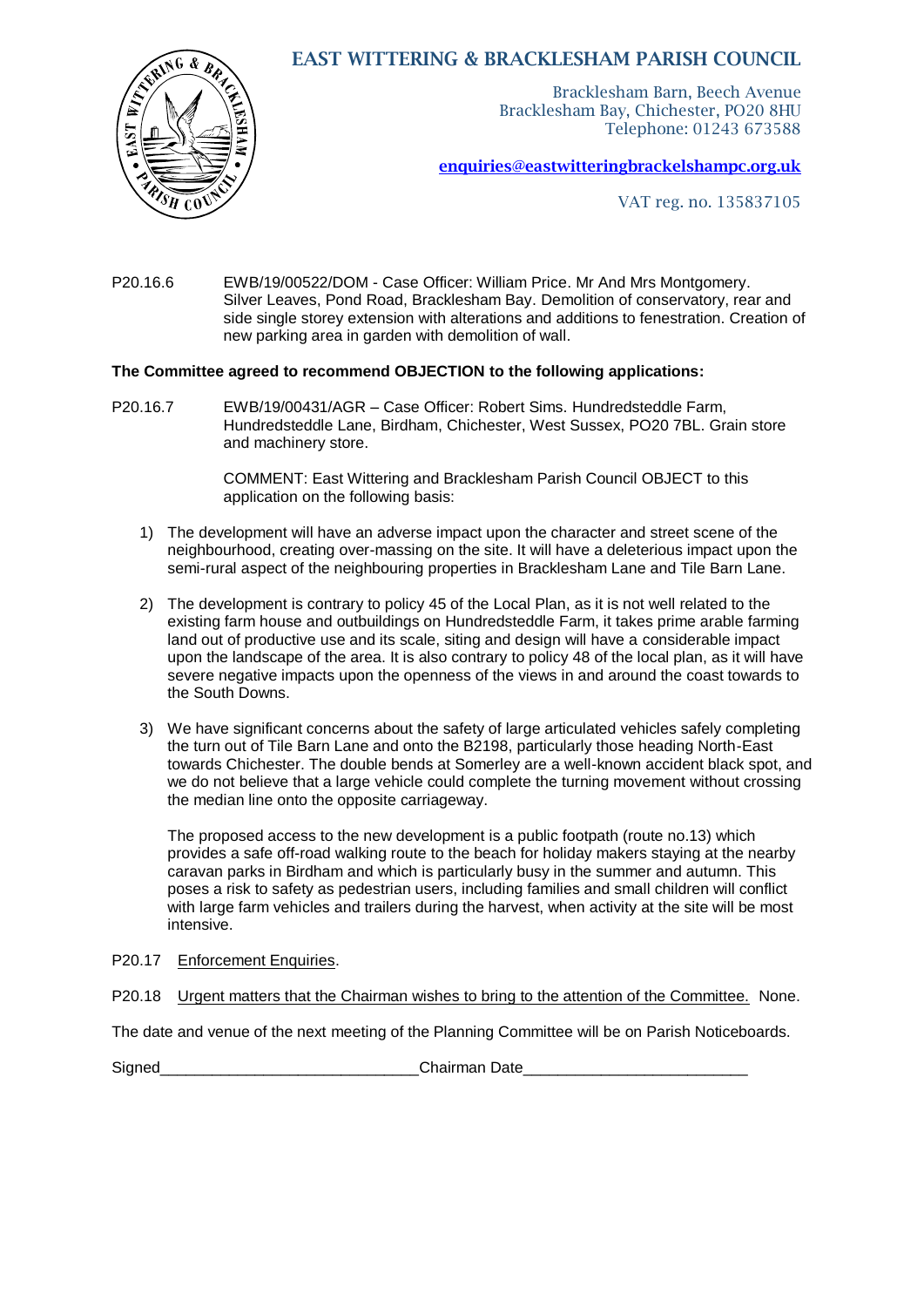# EAST WITTERING & BRACKLESHAM PARISH COUNCIL

Bracklesham Barn, Beech Avenue
Bracklesham Bay, Chichester, PO20 8HU
Telephone: 01243 673588

enquiries@eastwitteringbrackelshampc.org.uk

VAT reg. no. 135837105

P20.16.6 EWB/19/00522/DOM - Case Officer: William Price. Mr And Mrs Montgomery. Silver Leaves, Pond Road, Bracklesham Bay. Demolition of conservatory, rear and side single storey extension with alterations and additions to fenestration. Creation of new parking area in garden with demolition of wall.

**The Committee agreed to recommend OBJECTION to the following applications:**

P20.16.7 EWB/19/00431/AGR – Case Officer: Robert Sims. Hundredsteddle Farm, Hundredsteddle Lane, Birdham, Chichester, West Sussex, PO20 7BL. Grain store and machinery store.

COMMENT: East Wittering and Bracklesham Parish Council OBJECT to this application on the following basis:

1) The development will have an adverse impact upon the character and street scene of the neighbourhood, creating over-massing on the site. It will have a deleterious impact upon the semi-rural aspect of the neighbouring properties in Bracklesham Lane and Tile Barn Lane.

2) The development is contrary to policy 45 of the Local Plan, as it is not well related to the existing farm house and outbuildings on Hundredsteddle Farm, it takes prime arable farming land out of productive use and its scale, siting and design will have a considerable impact upon the landscape of the area. It is also contrary to policy 48 of the local plan, as it will have severe negative impacts upon the openness of the views in and around the coast towards to the South Downs.

3) We have significant concerns about the safety of large articulated vehicles safely completing the turn out of Tile Barn Lane and onto the B2198, particularly those heading North-East towards Chichester. The double bends at Somerley are a well-known accident black spot, and we do not believe that a large vehicle could complete the turning movement without crossing the median line onto the opposite carriageway.

   The proposed access to the new development is a public footpath (route no.13) which provides a safe off-road walking route to the beach for holiday makers staying at the nearby caravan parks in Birdham and which is particularly busy in the summer and autumn. This poses a risk to safety as pedestrian users, including families and small children will conflict with large farm vehicles and trailers during the harvest, when activity at the site will be most intensive.

P20.17 Enforcement Enquiries.

P20.18 Urgent matters that the Chairman wishes to bring to the attention of the Committee. None.

The date and venue of the next meeting of the Planning Committee will be on Parish Noticeboards.

Signed_____________________________Chairman Date_________________________